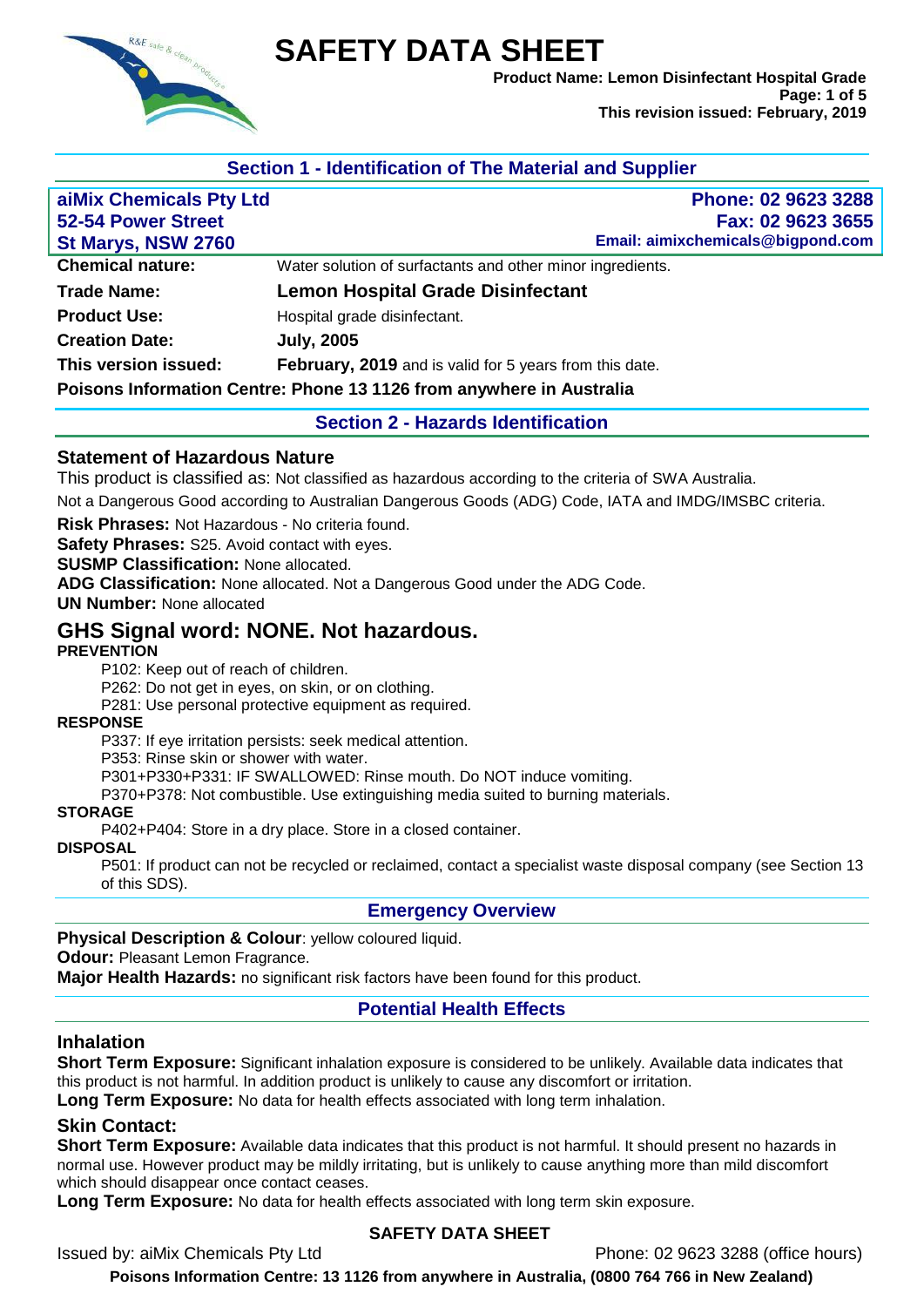# SAFETY DATA SHEET

**Product Name: Lemon Disinfectant Hospital Grade**
**This revision issued: February, 2019**

## Section 1 - Identification of The Material and Supplier

| **aiMix Chemicals Pty Ltd** | **Phone: 02 9623 3288** |
|---|---|
| **52-54 Power Street** | **Fax: 02 9623 3655** |
| **St Marys, NSW 2760** | **Email: aimixchemicals@bigpond.com** |

| | |
|---|---|
| **Chemical nature:** | Water solution of surfactants and other minor ingredients. |
| **Trade Name:** | **Lemon Hospital Grade Disinfectant** |
| **Product Use:** | Hospital grade disinfectant. |
| **Creation Date:** | **July, 2005** |
| **This version issued:** | **February, 2019** and is valid for 5 years from this date. |

**Poisons Information Centre: Phone 13 1126 from anywhere in Australia**

## Section 2 - Hazards Identification

### Statement of Hazardous Nature

This product is classified as: Not classified as hazardous according to the criteria of SWA Australia.

Not a Dangerous Good according to Australian Dangerous Goods (ADG) Code, IATA and IMDG/IMSBC criteria.

**Risk Phrases:** Not Hazardous - No criteria found.
**Safety Phrases:** S25. Avoid contact with eyes.
**SUSMP Classification:** None allocated.
**ADG Classification:** None allocated. Not a Dangerous Good under the ADG Code.
**UN Number:** None allocated

### GHS Signal word: NONE. Not hazardous.

**PREVENTION**

P102: Keep out of reach of children.
P262: Do not get in eyes, on skin, or on clothing.
P281: Use personal protective equipment as required.

**RESPONSE**

P337: If eye irritation persists: seek medical attention.
P353: Rinse skin or shower with water.
P301+P330+P331: IF SWALLOWED: Rinse mouth. Do NOT induce vomiting.
P370+P378: Not combustible. Use extinguishing media suited to burning materials.

**STORAGE**

P402+P404: Store in a dry place. Store in a closed container.

**DISPOSAL**

P501: If product can not be recycled or reclaimed, contact a specialist waste disposal company (see Section 13 of this SDS).

## Emergency Overview

**Physical Description & Colour**: yellow coloured liquid.
**Odour:** Pleasant Lemon Fragrance.
**Major Health Hazards:** no significant risk factors have been found for this product.

## Potential Health Effects

### Inhalation

**Short Term Exposure:** Significant inhalation exposure is considered to be unlikely. Available data indicates that this product is not harmful. In addition product is unlikely to cause any discomfort or irritation.
**Long Term Exposure:** No data for health effects associated with long term inhalation.

### Skin Contact:

**Short Term Exposure:** Available data indicates that this product is not harmful. It should present no hazards in normal use. However product may be mildly irritating, but is unlikely to cause anything more than mild discomfort which should disappear once contact ceases.
**Long Term Exposure:** No data for health effects associated with long term skin exposure.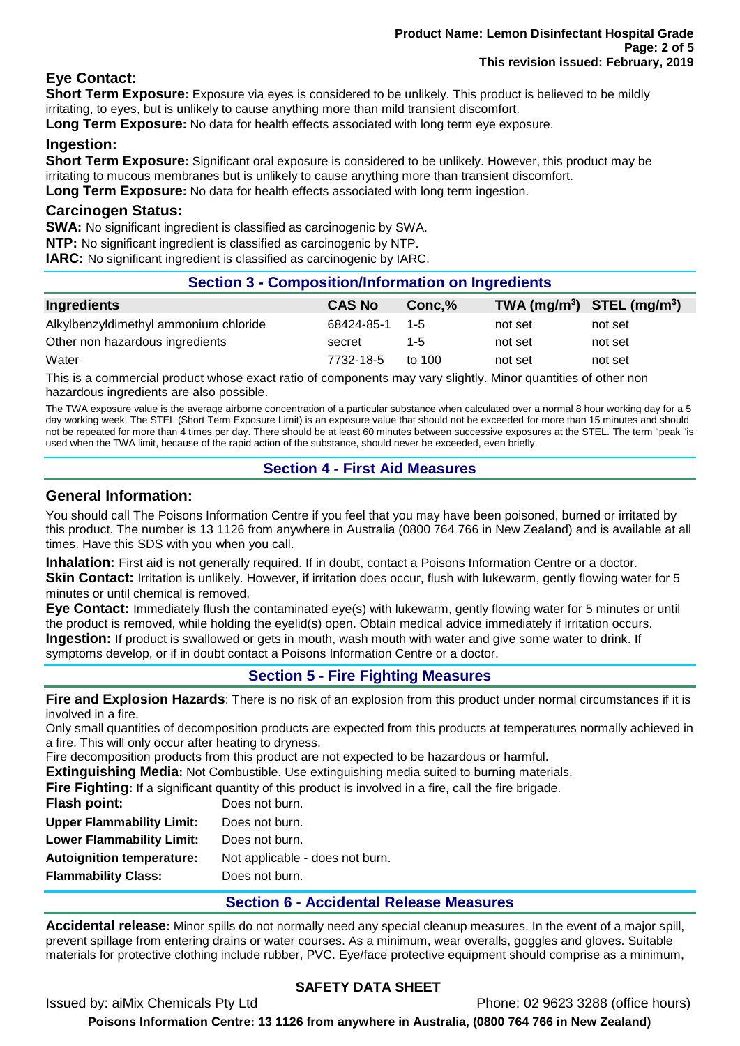### Eye Contact:

**Short Term Exposure:** Exposure via eyes is considered to be unlikely. This product is believed to be mildly irritating, to eyes, but is unlikely to cause anything more than mild transient discomfort.
**Long Term Exposure:** No data for health effects associated with long term eye exposure.

### Ingestion:

**Short Term Exposure:** Significant oral exposure is considered to be unlikely. However, this product may be irritating to mucous membranes but is unlikely to cause anything more than transient discomfort.
**Long Term Exposure:** No data for health effects associated with long term ingestion.

### Carcinogen Status:

**SWA:** No significant ingredient is classified as carcinogenic by SWA.
**NTP:** No significant ingredient is classified as carcinogenic by NTP.
**IARC:** No significant ingredient is classified as carcinogenic by IARC.

## Section 3 - Composition/Information on Ingredients

| Ingredients | CAS No | Conc,% | TWA (mg/m$^3$) | STEL (mg/m$^3$) |
|---|---|---|---|---|
| Alkylbenzyldimethyl ammonium chloride | 68424-85-1 | 1-5 | not set | not set |
| Other non hazardous ingredients | secret | 1-5 | not set | not set |
| Water | 7732-18-5 | to 100 | not set | not set |

This is a commercial product whose exact ratio of components may vary slightly. Minor quantities of other non hazardous ingredients are also possible.

The TWA exposure value is the average airborne concentration of a particular substance when calculated over a normal 8 hour working day for a 5 day working week. The STEL (Short Term Exposure Limit) is an exposure value that should not be exceeded for more than 15 minutes and should not be repeated for more than 4 times per day. There should be at least 60 minutes between successive exposures at the STEL. The term "peak "is used when the TWA limit, because of the rapid action of the substance, should never be exceeded, even briefly.

## Section 4 - First Aid Measures

### General Information:

You should call The Poisons Information Centre if you feel that you may have been poisoned, burned or irritated by this product. The number is 13 1126 from anywhere in Australia (0800 764 766 in New Zealand) and is available at all times. Have this SDS with you when you call.

**Inhalation:** First aid is not generally required. If in doubt, contact a Poisons Information Centre or a doctor.
**Skin Contact:** Irritation is unlikely. However, if irritation does occur, flush with lukewarm, gently flowing water for 5 minutes or until chemical is removed.
**Eye Contact:** Immediately flush the contaminated eye(s) with lukewarm, gently flowing water for 5 minutes or until the product is removed, while holding the eyelid(s) open. Obtain medical advice immediately if irritation occurs.
**Ingestion:** If product is swallowed or gets in mouth, wash mouth with water and give some water to drink. If symptoms develop, or if in doubt contact a Poisons Information Centre or a doctor.

## Section 5 - Fire Fighting Measures

**Fire and Explosion Hazards**: There is no risk of an explosion from this product under normal circumstances if it is involved in a fire.
Only small quantities of decomposition products are expected from this products at temperatures normally achieved in a fire. This will only occur after heating to dryness.
Fire decomposition products from this product are not expected to be hazardous or harmful.
**Extinguishing Media:** Not Combustible. Use extinguishing media suited to burning materials.
**Fire Fighting:** If a significant quantity of this product is involved in a fire, call the fire brigade.

**Flash point:** Does not burn.
**Upper Flammability Limit:** Does not burn.
**Lower Flammability Limit:** Does not burn.
**Autoignition temperature:** Not applicable - does not burn.
**Flammability Class:** Does not burn.

## Section 6 - Accidental Release Measures

**Accidental release:** Minor spills do not normally need any special cleanup measures. In the event of a major spill, prevent spillage from entering drains or water courses. As a minimum, wear overalls, goggles and gloves. Suitable materials for protective clothing include rubber, PVC. Eye/face protective equipment should comprise as a minimum,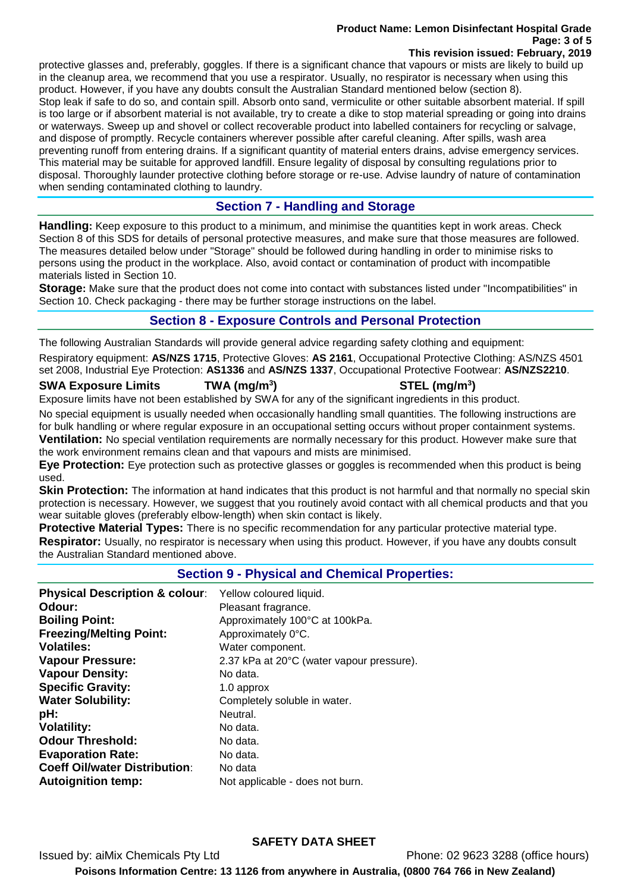protective glasses and, preferably, goggles. If there is a significant chance that vapours or mists are likely to build up in the cleanup area, we recommend that you use a respirator. Usually, no respirator is necessary when using this product. However, if you have any doubts consult the Australian Standard mentioned below (section 8).
Stop leak if safe to do so, and contain spill. Absorb onto sand, vermiculite or other suitable absorbent material. If spill is too large or if absorbent material is not available, try to create a dike to stop material spreading or going into drains or waterways. Sweep up and shovel or collect recoverable product into labelled containers for recycling or salvage, and dispose of promptly. Recycle containers wherever possible after careful cleaning. After spills, wash area preventing runoff from entering drains. If a significant quantity of material enters drains, advise emergency services. This material may be suitable for approved landfill. Ensure legality of disposal by consulting regulations prior to disposal. Thoroughly launder protective clothing before storage or re-use. Advise laundry of nature of contamination when sending contaminated clothing to laundry.

## Section 7 - Handling and Storage

**Handling:** Keep exposure to this product to a minimum, and minimise the quantities kept in work areas. Check Section 8 of this SDS for details of personal protective measures, and make sure that those measures are followed. The measures detailed below under "Storage" should be followed during handling in order to minimise risks to persons using the product in the workplace. Also, avoid contact or contamination of product with incompatible materials listed in Section 10.
**Storage:** Make sure that the product does not come into contact with substances listed under "Incompatibilities" in Section 10. Check packaging - there may be further storage instructions on the label.

## Section 8 - Exposure Controls and Personal Protection

The following Australian Standards will provide general advice regarding safety clothing and equipment:

Respiratory equipment: **AS/NZS 1715**, Protective Gloves: **AS 2161**, Occupational Protective Clothing: AS/NZS 4501 set 2008, Industrial Eye Protection: **AS1336** and **AS/NZS 1337**, Occupational Protective Footwear: **AS/NZS2210**.

| SWA Exposure Limits | TWA (mg/m$^3$) | STEL (mg/m$^3$) |
|---|---|---|

Exposure limits have not been established by SWA for any of the significant ingredients in this product.

No special equipment is usually needed when occasionally handling small quantities. The following instructions are for bulk handling or where regular exposure in an occupational setting occurs without proper containment systems.
**Ventilation:** No special ventilation requirements are normally necessary for this product. However make sure that the work environment remains clean and that vapours and mists are minimised.
**Eye Protection:** Eye protection such as protective glasses or goggles is recommended when this product is being used.
**Skin Protection:** The information at hand indicates that this product is not harmful and that normally no special skin protection is necessary. However, we suggest that you routinely avoid contact with all chemical products and that you wear suitable gloves (preferably elbow-length) when skin contact is likely.
**Protective Material Types:** There is no specific recommendation for any particular protective material type.
**Respirator:** Usually, no respirator is necessary when using this product. However, if you have any doubts consult the Australian Standard mentioned above.

## Section 9 - Physical and Chemical Properties:

| | |
|---|---|
| **Physical Description & colour**: | Yellow coloured liquid. |
| **Odour:** | Pleasant fragrance. |
| **Boiling Point:** | Approximately 100°C at 100kPa. |
| **Freezing/Melting Point:** | Approximately 0°C. |
| **Volatiles:** | Water component. |
| **Vapour Pressure:** | 2.37 kPa at 20°C (water vapour pressure). |
| **Vapour Density:** | No data. |
| **Specific Gravity:** | 1.0 approx |
| **Water Solubility:** | Completely soluble in water. |
| **pH:** | Neutral. |
| **Volatility:** | No data. |
| **Odour Threshold:** | No data. |
| **Evaporation Rate:** | No data. |
| **Coeff Oil/water Distribution**: | No data |
| **Autoignition temp:** | Not applicable - does not burn. |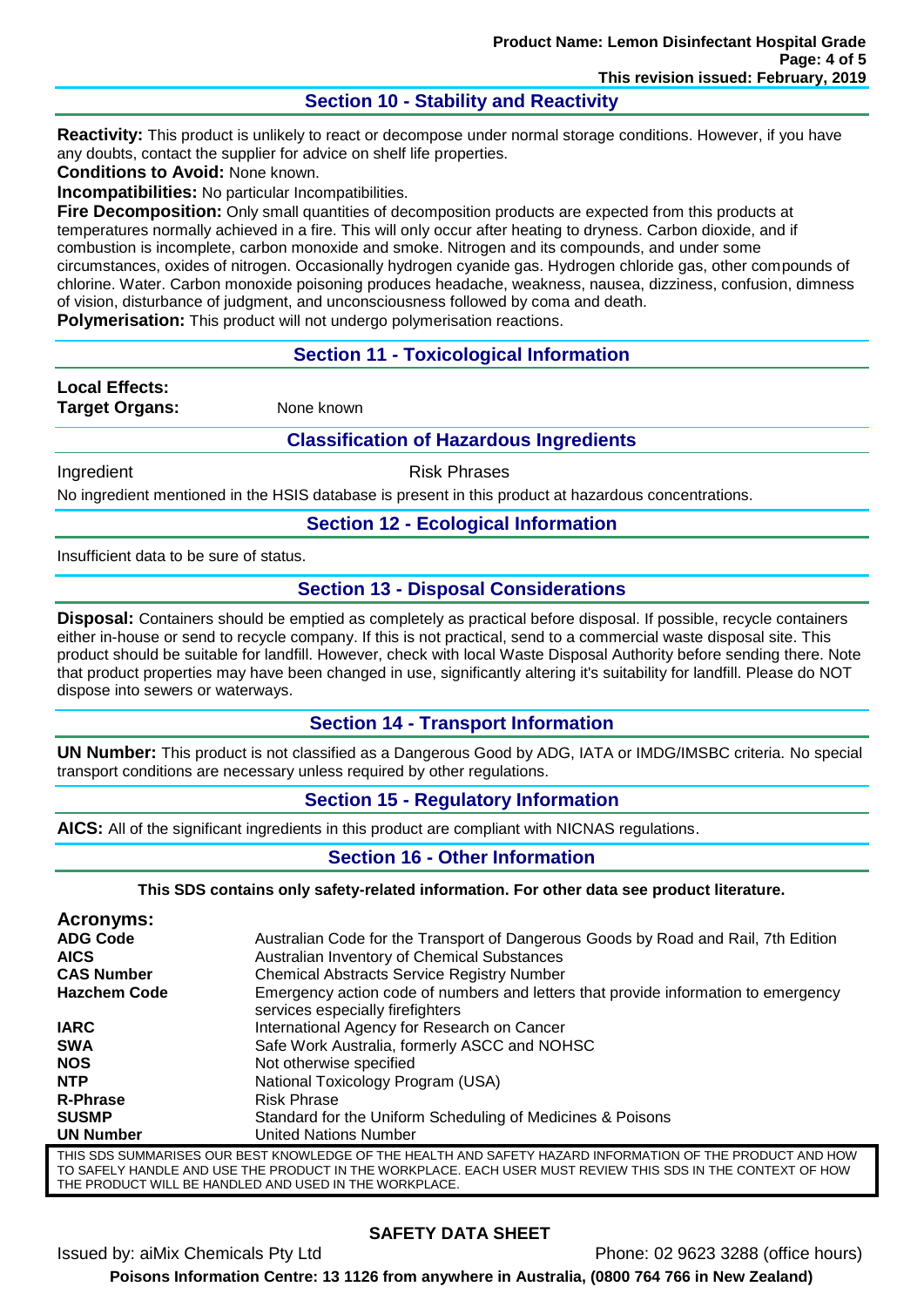## Section 10 - Stability and Reactivity

**Reactivity:** This product is unlikely to react or decompose under normal storage conditions. However, if you have any doubts, contact the supplier for advice on shelf life properties.

**Conditions to Avoid:** None known.

**Incompatibilities:** No particular Incompatibilities.

**Fire Decomposition:** Only small quantities of decomposition products are expected from this products at temperatures normally achieved in a fire. This will only occur after heating to dryness. Carbon dioxide, and if combustion is incomplete, carbon monoxide and smoke. Nitrogen and its compounds, and under some circumstances, oxides of nitrogen. Occasionally hydrogen cyanide gas. Hydrogen chloride gas, other compounds of chlorine. Water. Carbon monoxide poisoning produces headache, weakness, nausea, dizziness, confusion, dimness of vision, disturbance of judgment, and unconsciousness followed by coma and death.

**Polymerisation:** This product will not undergo polymerisation reactions.

## Section 11 - Toxicological Information

**Local Effects:**

**Target Organs:** None known

### Classification of Hazardous Ingredients

| Ingredient | Risk Phrases |
| --- | --- |

No ingredient mentioned in the HSIS database is present in this product at hazardous concentrations.

## Section 12 - Ecological Information

Insufficient data to be sure of status.

## Section 13 - Disposal Considerations

**Disposal:** Containers should be emptied as completely as practical before disposal. If possible, recycle containers either in-house or send to recycle company. If this is not practical, send to a commercial waste disposal site. This product should be suitable for landfill. However, check with local Waste Disposal Authority before sending there. Note that product properties may have been changed in use, significantly altering it's suitability for landfill. Please do NOT dispose into sewers or waterways.

## Section 14 - Transport Information

**UN Number:** This product is not classified as a Dangerous Good by ADG, IATA or IMDG/IMSBC criteria. No special transport conditions are necessary unless required by other regulations.

## Section 15 - Regulatory Information

**AICS:** All of the significant ingredients in this product are compliant with NICNAS regulations.

## Section 16 - Other Information

**This SDS contains only safety-related information. For other data see product literature.**

### Acronyms:

| | |
| --- | --- |
| **ADG Code** | Australian Code for the Transport of Dangerous Goods by Road and Rail, 7th Edition |
| **AICS** | Australian Inventory of Chemical Substances |
| **CAS Number** | Chemical Abstracts Service Registry Number |
| **Hazchem Code** | Emergency action code of numbers and letters that provide information to emergency services especially firefighters |
| **IARC** | International Agency for Research on Cancer |
| **SWA** | Safe Work Australia, formerly ASCC and NOHSC |
| **NOS** | Not otherwise specified |
| **NTP** | National Toxicology Program (USA) |
| **R-Phrase** | Risk Phrase |
| **SUSMP** | Standard for the Uniform Scheduling of Medicines & Poisons |
| **UN Number** | United Nations Number |

THIS SDS SUMMARISES OUR BEST KNOWLEDGE OF THE HEALTH AND SAFETY HAZARD INFORMATION OF THE PRODUCT AND HOW TO SAFELY HANDLE AND USE THE PRODUCT IN THE WORKPLACE. EACH USER MUST REVIEW THIS SDS IN THE CONTEXT OF HOW THE PRODUCT WILL BE HANDLED AND USED IN THE WORKPLACE.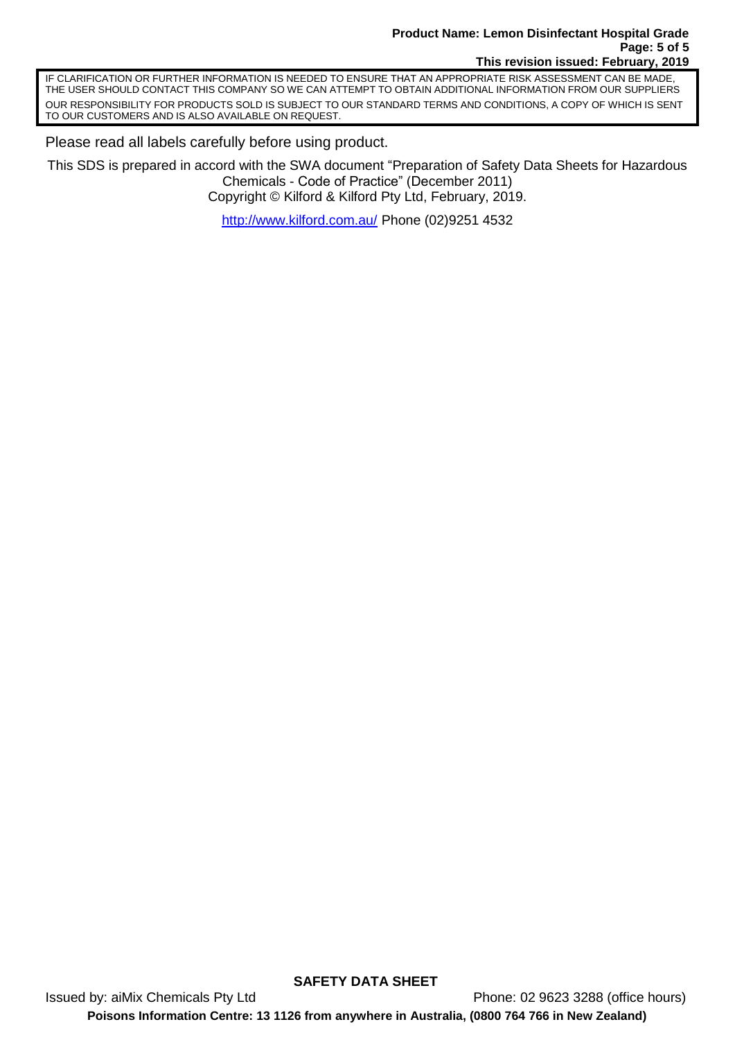IF CLARIFICATION OR FURTHER INFORMATION IS NEEDED TO ENSURE THAT AN APPROPRIATE RISK ASSESSMENT CAN BE MADE, THE USER SHOULD CONTACT THIS COMPANY SO WE CAN ATTEMPT TO OBTAIN ADDITIONAL INFORMATION FROM OUR SUPPLIERS

OUR RESPONSIBILITY FOR PRODUCTS SOLD IS SUBJECT TO OUR STANDARD TERMS AND CONDITIONS, A COPY OF WHICH IS SENT TO OUR CUSTOMERS AND IS ALSO AVAILABLE ON REQUEST.

Please read all labels carefully before using product.

This SDS is prepared in accord with the SWA document "Preparation of Safety Data Sheets for Hazardous Chemicals - Code of Practice" (December 2011)
Copyright © Kilford & Kilford Pty Ltd, February, 2019.

http://www.kilford.com.au/ Phone (02)9251 4532